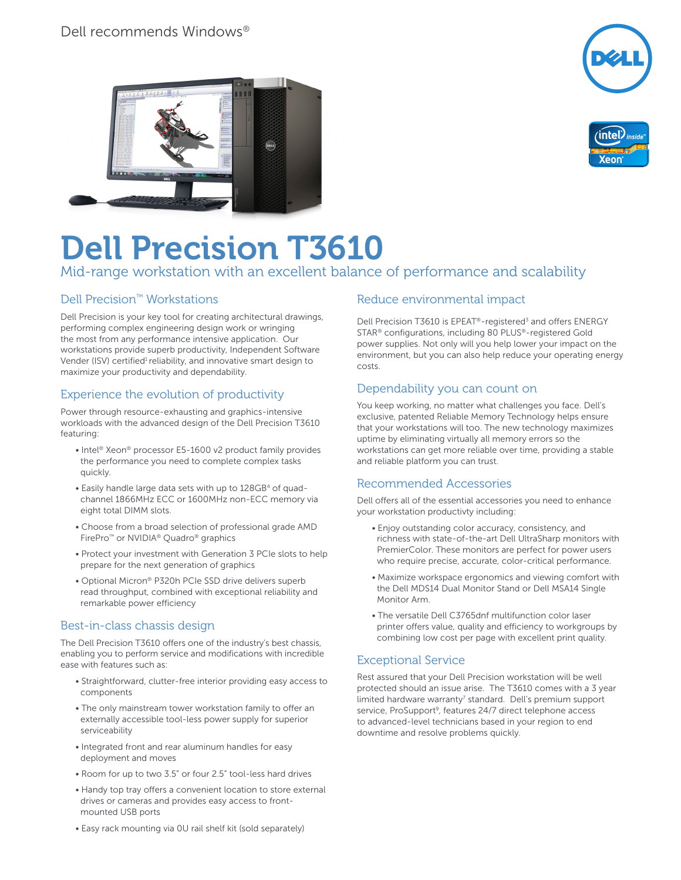Dell recommends Windows®

# Dell Precision T3610

Mid-range workstation with an excellent balance of performance and scalability

## Dell Precision™ Workstations

Dell Precision is your key tool for creating architectural drawings, performing complex engineering design work or wringing the most from any performance intensive application. Our workstations provide superb productivity, Independent Software Vender (ISV) certified[1] reliability, and innovative smart design to maximize your productivity and dependability.

## Experience the evolution of productivity

Power through resource-exhausting and graphics-intensive workloads with the advanced design of the Dell Precision T3610 featuring:

- Intel® Xeon® processor E5-1600 v2 product family provides the performance you need to complete complex tasks quickly.
- Easily handle large data sets with up to 128GB[4] of quad-channel 1866MHz ECC or 1600MHz non-ECC memory via eight total DIMM slots.
- Choose from a broad selection of professional grade AMD FirePro™ or NVIDIA® Quadro® graphics
- Protect your investment with Generation 3 PCIe slots to help prepare for the next generation of graphics
- Optional Micron® P320h PCIe SSD drive delivers superb read throughput, combined with exceptional reliability and remarkable power efficiency

## Best-in-class chassis design

The Dell Precision T3610 offers one of the industry's best chassis, enabling you to perform service and modifications with incredible ease with features such as:

- Straightforward, clutter-free interior providing easy access to components
- The only mainstream tower workstation family to offer an externally accessible tool-less power supply for superior serviceability
- Integrated front and rear aluminum handles for easy deployment and moves
- Room for up to two 3.5" or four 2.5" tool-less hard drives
- Handy top tray offers a convenient location to store external drives or cameras and provides easy access to front-mounted USB ports
- Easy rack mounting via 0U rail shelf kit (sold separately)

## Reduce environmental impact

Dell Precision T3610 is EPEAT®-registered[3] and offers ENERGY STAR® configurations, including 80 PLUS®-registered Gold power supplies. Not only will you help lower your impact on the environment, but you can also help reduce your operating energy costs.

## Dependability you can count on

You keep working, no matter what challenges you face. Dell's exclusive, patented Reliable Memory Technology helps ensure that your workstations will too. The new technology maximizes uptime by eliminating virtually all memory errors so the workstations can get more reliable over time, providing a stable and reliable platform you can trust.

## Recommended Accessories

Dell offers all of the essential accessories you need to enhance your workstation productivty including:

- Enjoy outstanding color accuracy, consistency, and richness with state-of-the-art Dell UltraSharp monitors with PremierColor. These monitors are perfect for power users who require precise, accurate, color-critical performance.
- Maximize workspace ergonomics and viewing comfort with the Dell MDS14 Dual Monitor Stand or Dell MSA14 Single Monitor Arm.
- The versatile Dell C3765dnf multifunction color laser printer offers value, quality and efficiency to workgroups by combining low cost per page with excellent print quality.

## Exceptional Service

Rest assured that your Dell Precision workstation will be well protected should an issue arise. The T3610 comes with a 3 year limited hardware warranty[7] standard. Dell's premium support service, ProSupport[9], features 24/7 direct telephone access to advanced-level technicians based in your region to end downtime and resolve problems quickly.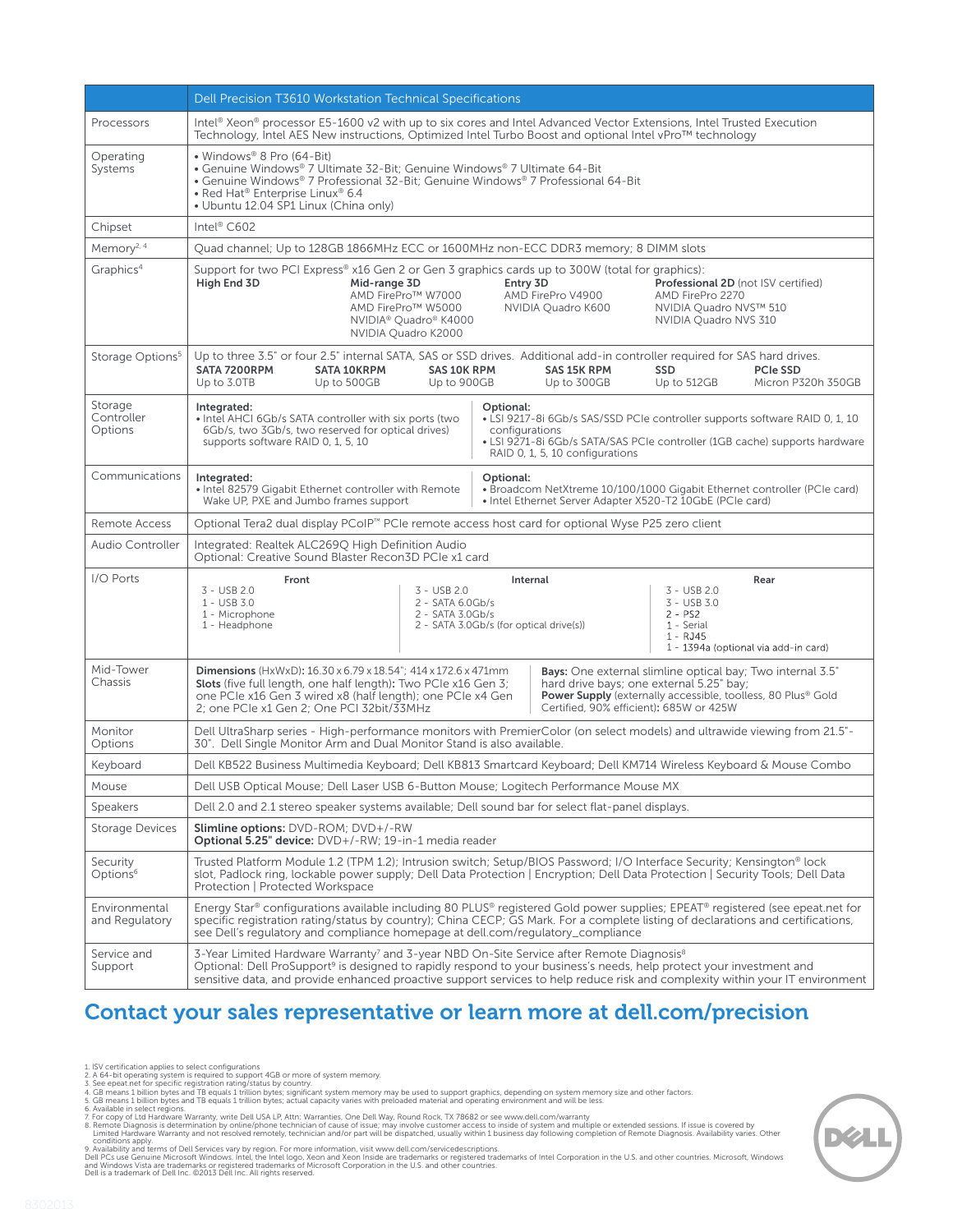| | Dell Precision T3610 Workstation Technical Specifications |
|---|---|
| Processors | Intel® Xeon® processor E5-1600 v2 with up to six cores and Intel Advanced Vector Extensions, Intel Trusted Execution Technology, Intel AES New instructions, Optimized Intel Turbo Boost and optional Intel vPro™ technology |
| Operating Systems | • Windows® 8 Pro (64-Bit)<br>• Genuine Windows® 7 Ultimate 32-Bit; Genuine Windows® 7 Ultimate 64-Bit<br>• Genuine Windows® 7 Professional 32-Bit; Genuine Windows® 7 Professional 64-Bit<br>• Red Hat® Enterprise Linux® 6.4<br>• Ubuntu 12.04 SP1 Linux (China only) |
| Chipset | Intel® C602 |
| Memory[2, 4] | Quad channel; Up to 128GB 1866MHz ECC or 1600MHz non-ECC DDR3 memory; 8 DIMM slots |
| Graphics[4] | Support for two PCI Express® x16 Gen 2 or Gen 3 graphics cards up to 300W (total for graphics):<br>**High End 3D**<br>**Mid-range 3D**: AMD FirePro™ W7000; AMD FirePro™ W5000; NVIDIA® Quadro® K4000; NVIDIA Quadro K2000<br>**Entry 3D**: AMD FirePro V4900; NVIDIA Quadro K600<br>**Professional 2D** (not ISV certified): AMD FirePro 2270; NVIDIA Quadro NVS™ 510; NVIDIA Quadro NVS 310 |
| Storage Options[5] | Up to three 3.5" or four 2.5" internal SATA, SAS or SSD drives. Additional add-in controller required for SAS hard drives.<br>**SATA 7200RPM**: Up to 3.0TB<br>**SATA 10KRPM**: Up to 500GB<br>**SAS 10K RPM**: Up to 900GB<br>**SAS 15K RPM**: Up to 300GB<br>**SSD**: Up to 512GB<br>**PCIe SSD**: Micron P320h 350GB |
| Storage Controller Options | **Integrated:**<br>• Intel AHCI 6Gb/s SATA controller with six ports (two 6Gb/s, two 3Gb/s, two reserved for optical drives) supports software RAID 0, 1, 5, 10<br>**Optional:**<br>• LSI 9217-8i 6Gb/s SAS/SSD PCIe controller supports software RAID 0, 1, 10 configurations<br>• LSI 9271-8i 6Gb/s SATA/SAS PCIe controller (1GB cache) supports hardware RAID 0, 1, 5, 10 configurations |
| Communications | **Integrated:**<br>• Intel 82579 Gigabit Ethernet controller with Remote Wake UP, PXE and Jumbo frames support<br>**Optional:**<br>• Broadcom NetXtreme 10/100/1000 Gigabit Ethernet controller (PCIe card)<br>• Intel Ethernet Server Adapter X520-T2 10GbE (PCIe card) |
| Remote Access | Optional Tera2 dual display PCoIP™ PCIe remote access host card for optional Wyse P25 zero client |
| Audio Controller | Integrated: Realtek ALC269Q High Definition Audio<br>Optional: Creative Sound Blaster Recon3D PCIe x1 card |
| I/O Ports | **Front**: 3 - USB 2.0; 1 - USB 3.0; 1 - Microphone; 1 - Headphone<br>**Internal**: 3 - USB 2.0; 2 - SATA 6.0Gb/s; 2 - SATA 3.0Gb/s; 2 - SATA 3.0Gb/s (for optical drive(s))<br>**Rear**: 3 - USB 2.0; 3 - USB 3.0; 2 - PS2; 1 - Serial; 1 - RJ45; 1 - 1394a (optional via add-in card) |
| Mid-Tower Chassis | **Dimensions** (HxWxD)**:** 16.30 x 6.79 x 18.54"; 414 x 172.6 x 471mm<br>**Slots** (five full length, one half length)**:** Two PCIe x16 Gen 3; one PCIe x16 Gen 3 wired x8 (half length); one PCIe x4 Gen 2; one PCIe x1 Gen 2; One PCI 32bit/33MHz<br>**Bays:** One external slimline optical bay; Two internal 3.5" hard drive bays; one external 5.25" bay;<br>**Power Supply** (externally accessible, toolless, 80 Plus® Gold Certified, 90% efficient): 685W or 425W |
| Monitor Options | Dell UltraSharp series - High-performance monitors with PremierColor (on select models) and ultrawide viewing from 21.5"-30". Dell Single Monitor Arm and Dual Monitor Stand is also available. |
| Keyboard | Dell KB522 Business Multimedia Keyboard; Dell KB813 Smartcard Keyboard; Dell KM714 Wireless Keyboard & Mouse Combo |
| Mouse | Dell USB Optical Mouse; Dell Laser USB 6-Button Mouse; Logitech Performance Mouse MX |
| Speakers | Dell 2.0 and 2.1 stereo speaker systems available; Dell sound bar for select flat-panel displays. |
| Storage Devices | **Slimline options:** DVD-ROM; DVD+/-RW<br>**Optional 5.25" device:** DVD+/-RW; 19-in-1 media reader |
| Security Options[6] | Trusted Platform Module 1.2 (TPM 1.2); Intrusion switch; Setup/BIOS Password; I/O Interface Security; Kensington® lock slot, Padlock ring, lockable power supply; Dell Data Protection \| Encryption; Dell Data Protection \| Security Tools; Dell Data Protection \| Protected Workspace |
| Environmental and Regulatory | Energy Star® configurations available including 80 PLUS® registered Gold power supplies; EPEAT® registered (see epeat.net for specific registration rating/status by country); China CECP; GS Mark. For a complete listing of declarations and certifications, see Dell's regulatory and compliance homepage at dell.com/regulatory_compliance |
| Service and Support | 3-Year Limited Hardware Warranty[7] and 3-year NBD On-Site Service after Remote Diagnosis[8]<br>Optional: Dell ProSupport[9] is designed to rapidly respond to your business's needs, help protect your investment and sensitive data, and provide enhanced proactive support services to help reduce risk and complexity within your IT environment |

## Contact your sales representative or learn more at dell.com/precision

1. ISV certification applies to select configurations
2. A 64-bit operating system is required to support 4GB or more of system memory.
3. See epeat.net for specific registration rating/status by country.
4. GB means 1 billion bytes and TB equals 1 trillion bytes; significant system memory may be used to support graphics, depending on system memory size and other factors.
5. GB means 1 billion bytes and TB equals 1 trillion bytes; actual capacity varies with preloaded material and operating environment and will be less.
6. Available in select regions.
7. For copy of Ltd Hardware Warranty, write Dell USA LP, Attn: Warranties, One Dell Way, Round Rock, TX 78682 or see www.dell.com/warranty
8. Remote Diagnosis is determination by online/phone technician of cause of issue; may involve customer access to inside of system and multiple or extended sessions. If issue is covered by Limited Hardware Warranty and not resolved remotely, technician and/or part will be dispatched, usually within 1 business day following completion of Remote Diagnosis. Availability varies. Other conditions apply.
9. Availability and terms of Dell Services vary by region. For more information, visit www.dell.com/servicedescriptions.

Dell PCs use Genuine Microsoft Windows. Intel, the Intel logo, Xeon and Xeon Inside are trademarks or registered trademarks of Intel Corporation in the U.S. and other countries. Microsoft, Windows and Windows Vista are trademarks or registered trademarks of Microsoft Corporation in the U.S. and other countries.
Dell is a trademark of Dell Inc. ©2013 Dell Inc. All rights reserved.

8302013